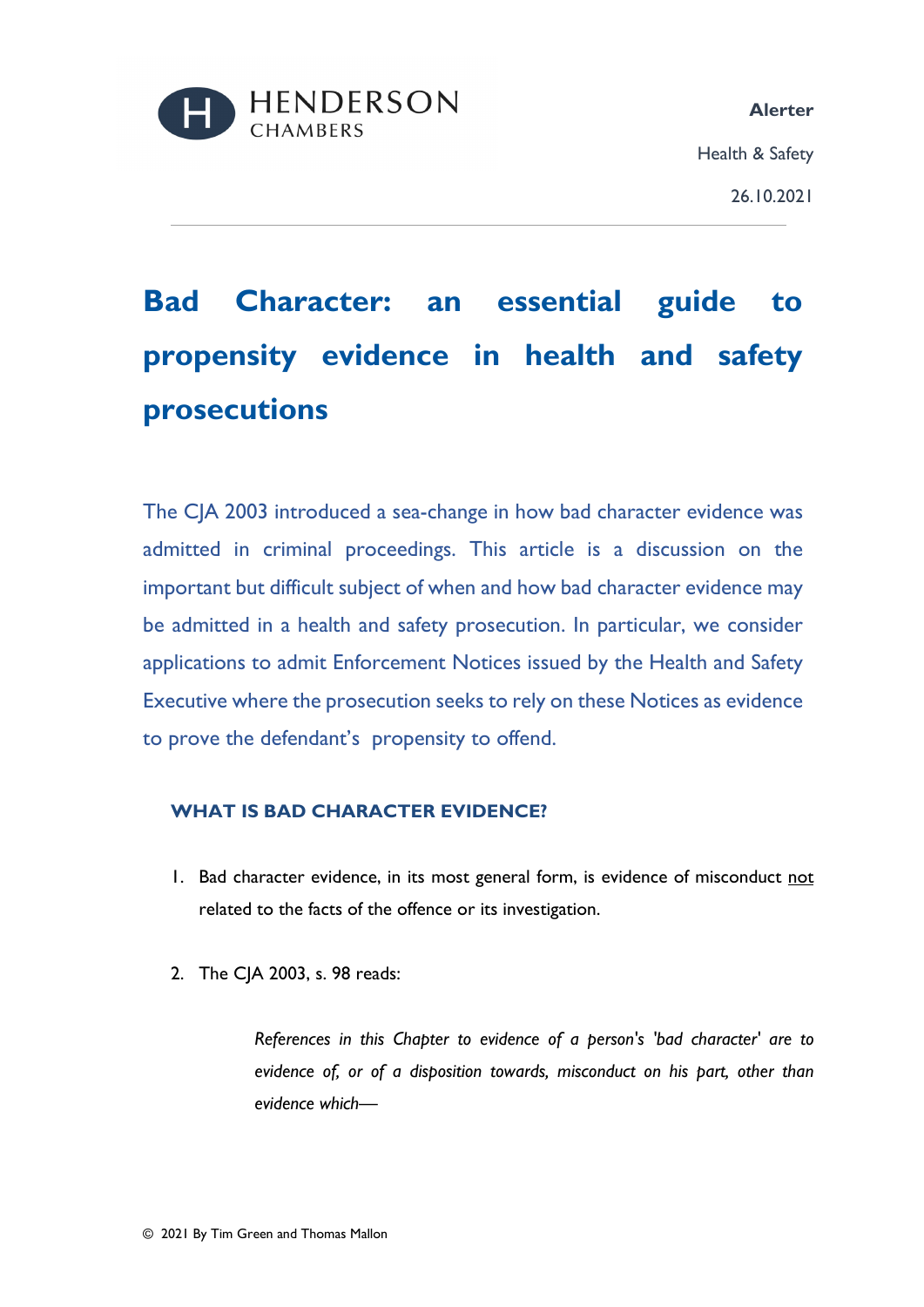HENDERSON CHAMBERS

**Alerter**

Health & Safety

26.10.2021

# Bad Character: an essential guide to propensity evidence in health and safety prosecutions

The CJA 2003 introduced a sea-change in how bad character evidence was admitted in criminal proceedings. This article is a discussion on the important but difficult subject of when and how bad character evidence may be admitted in a health and safety prosecution. In particular, we consider applications to admit Enforcement Notices issued by the Health and Safety Executive where the prosecution seeks to rely on these Notices as evidence to prove the defendant's propensity to offend.

## WHAT IS BAD CHARACTER EVIDENCE?

1. Bad character evidence, in its most general form, is evidence of misconduct not related to the facts of the offence or its investigation.

2. The CJA 2003, s. 98 reads:

> *References in this Chapter to evidence of a person's 'bad character' are to evidence of, or of a disposition towards, misconduct on his part, other than evidence which—*

© 2021 By Tim Green and Thomas Mallon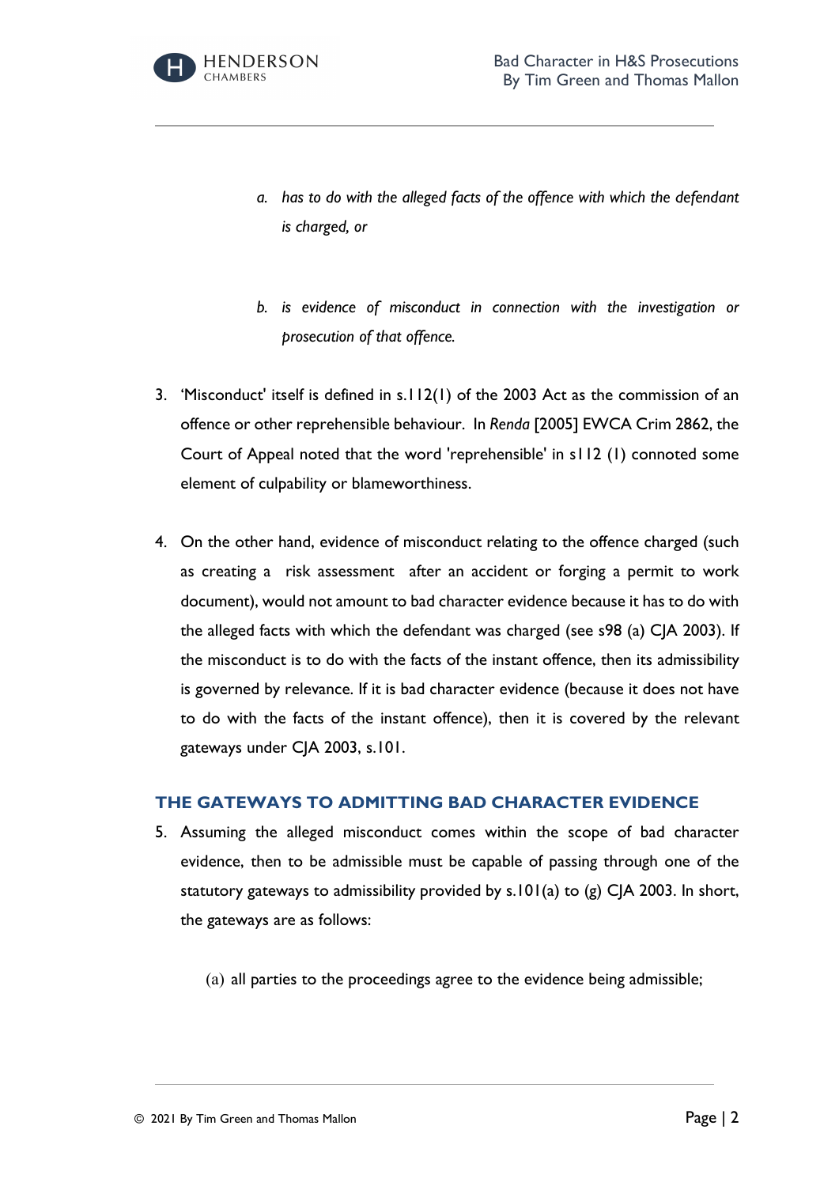a. *has to do with the alleged facts of the offence with which the defendant is charged, or*

b. *is evidence of misconduct in connection with the investigation or prosecution of that offence.*

3. 'Misconduct' itself is defined in s.112(1) of the 2003 Act as the commission of an offence or other reprehensible behaviour. In *Renda* [2005] EWCA Crim 2862, the Court of Appeal noted that the word 'reprehensible' in s112 (1) connoted some element of culpability or blameworthiness.

4. On the other hand, evidence of misconduct relating to the offence charged (such as creating a risk assessment after an accident or forging a permit to work document), would not amount to bad character evidence because it has to do with the alleged facts with which the defendant was charged (see s98 (a) CJA 2003). If the misconduct is to do with the facts of the instant offence, then its admissibility is governed by relevance. If it is bad character evidence (because it does not have to do with the facts of the instant offence), then it is covered by the relevant gateways under CJA 2003, s.101.

## THE GATEWAYS TO ADMITTING BAD CHARACTER EVIDENCE

5. Assuming the alleged misconduct comes within the scope of bad character evidence, then to be admissible must be capable of passing through one of the statutory gateways to admissibility provided by s.101(a) to (g) CJA 2003. In short, the gateways are as follows:

   (a) all parties to the proceedings agree to the evidence being admissible;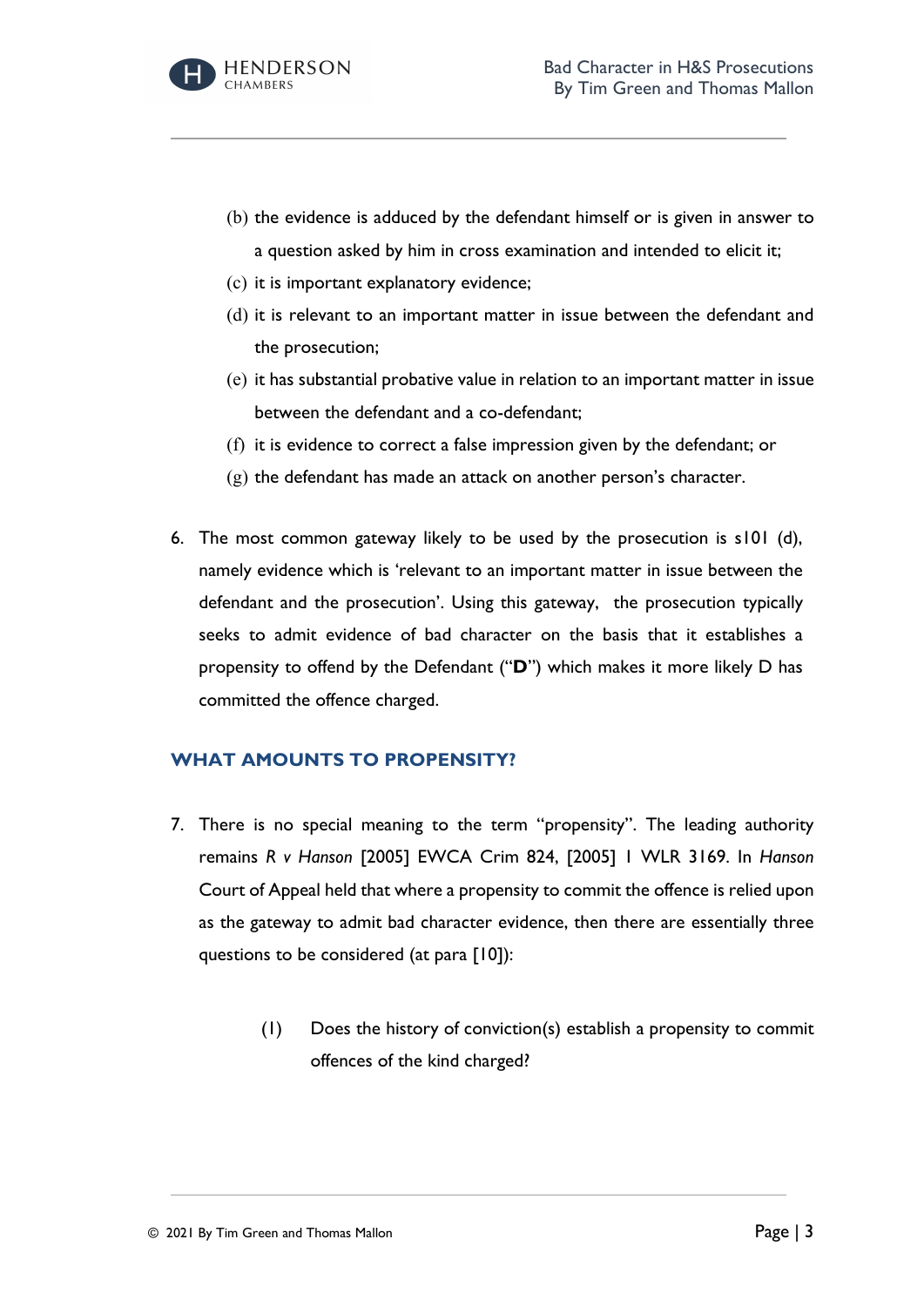(b) the evidence is adduced by the defendant himself or is given in answer to a question asked by him in cross examination and intended to elicit it;

(c) it is important explanatory evidence;

(d) it is relevant to an important matter in issue between the defendant and the prosecution;

(e) it has substantial probative value in relation to an important matter in issue between the defendant and a co-defendant;

(f) it is evidence to correct a false impression given by the defendant; or

(g) the defendant has made an attack on another person's character.

6. The most common gateway likely to be used by the prosecution is s101 (d), namely evidence which is 'relevant to an important matter in issue between the defendant and the prosecution'. Using this gateway, the prosecution typically seeks to admit evidence of bad character on the basis that it establishes a propensity to offend by the Defendant ("**D**") which makes it more likely D has committed the offence charged.

## WHAT AMOUNTS TO PROPENSITY?

7. There is no special meaning to the term "propensity". The leading authority remains *R v Hanson* [2005] EWCA Crim 824, [2005] 1 WLR 3169. In *Hanson* Court of Appeal held that where a propensity to commit the offence is relied upon as the gateway to admit bad character evidence, then there are essentially three questions to be considered (at para [10]):

   (1) Does the history of conviction(s) establish a propensity to commit offences of the kind charged?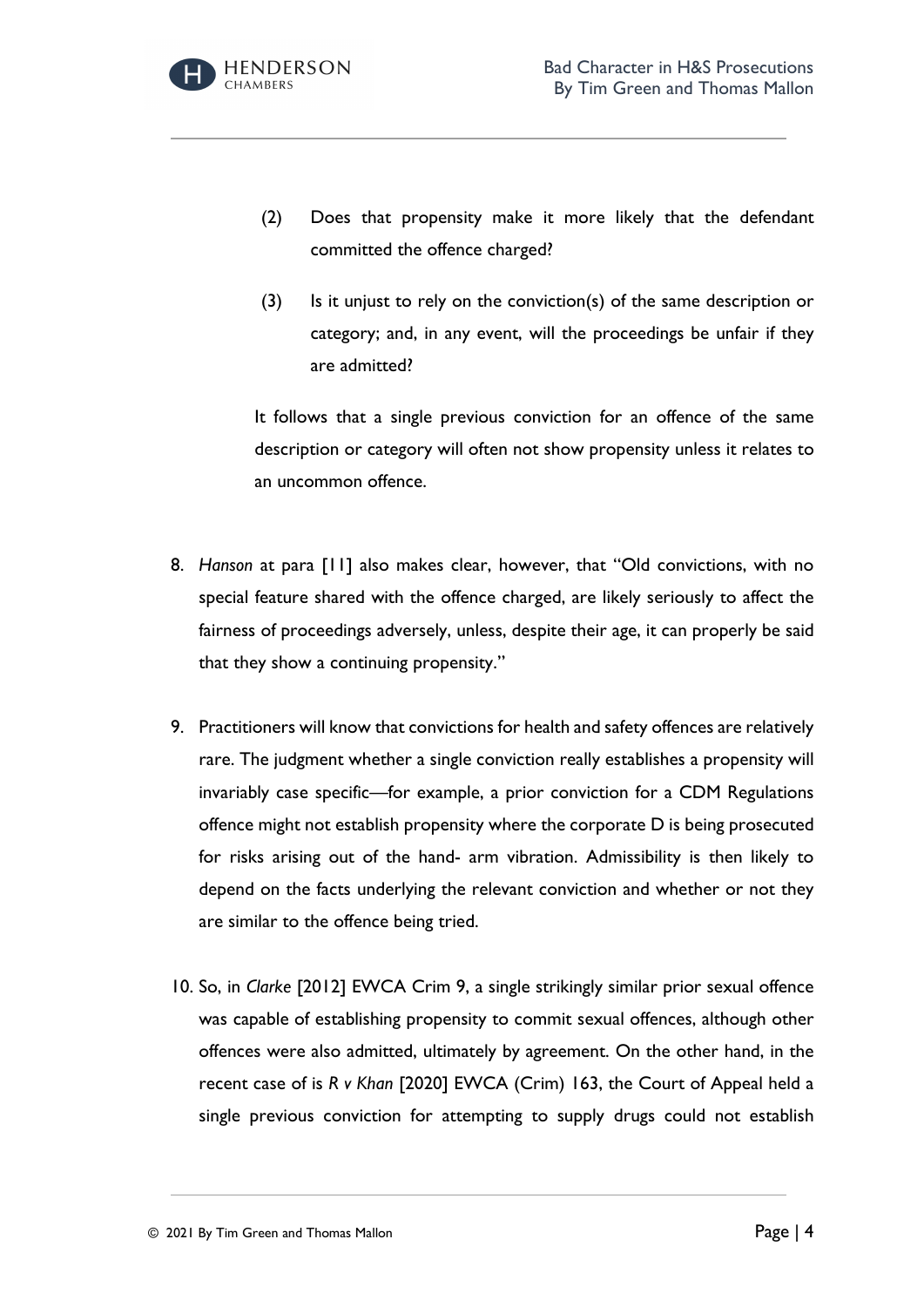(2) Does that propensity make it more likely that the defendant committed the offence charged?

(3) Is it unjust to rely on the conviction(s) of the same description or category; and, in any event, will the proceedings be unfair if they are admitted?

It follows that a single previous conviction for an offence of the same description or category will often not show propensity unless it relates to an uncommon offence.

8. *Hanson* at para [11] also makes clear, however, that "Old convictions, with no special feature shared with the offence charged, are likely seriously to affect the fairness of proceedings adversely, unless, despite their age, it can properly be said that they show a continuing propensity."

9. Practitioners will know that convictions for health and safety offences are relatively rare. The judgment whether a single conviction really establishes a propensity will invariably case specific—for example, a prior conviction for a CDM Regulations offence might not establish propensity where the corporate D is being prosecuted for risks arising out of the hand- arm vibration. Admissibility is then likely to depend on the facts underlying the relevant conviction and whether or not they are similar to the offence being tried.

10. So, in *Clarke* [2012] EWCA Crim 9, a single strikingly similar prior sexual offence was capable of establishing propensity to commit sexual offences, although other offences were also admitted, ultimately by agreement. On the other hand, in the recent case of is *R v Khan* [2020] EWCA (Crim) 163, the Court of Appeal held a single previous conviction for attempting to supply drugs could not establish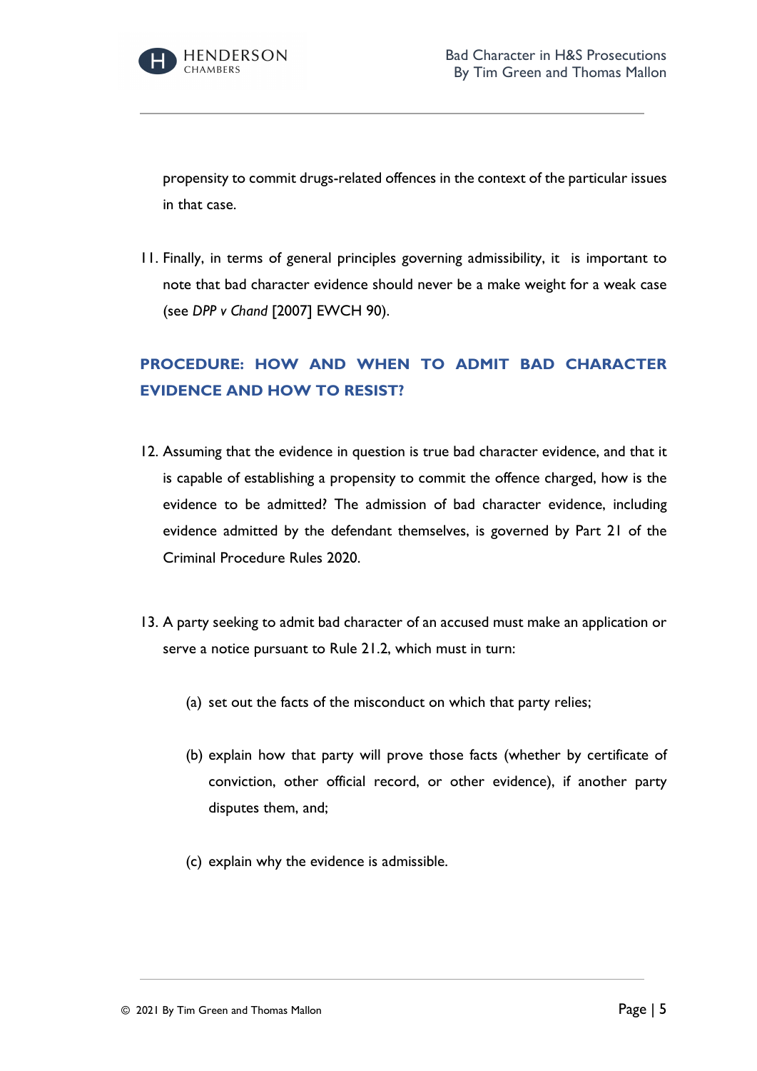propensity to commit drugs-related offences in the context of the particular issues in that case.

11. Finally, in terms of general principles governing admissibility, it is important to note that bad character evidence should never be a make weight for a weak case (see *DPP v Chand* [2007] EWCH 90).

## PROCEDURE: HOW AND WHEN TO ADMIT BAD CHARACTER EVIDENCE AND HOW TO RESIST?

12. Assuming that the evidence in question is true bad character evidence, and that it is capable of establishing a propensity to commit the offence charged, how is the evidence to be admitted? The admission of bad character evidence, including evidence admitted by the defendant themselves, is governed by Part 21 of the Criminal Procedure Rules 2020.

13. A party seeking to admit bad character of an accused must make an application or serve a notice pursuant to Rule 21.2, which must in turn:

    (a) set out the facts of the misconduct on which that party relies;

    (b) explain how that party will prove those facts (whether by certificate of conviction, other official record, or other evidence), if another party disputes them, and;

    (c) explain why the evidence is admissible.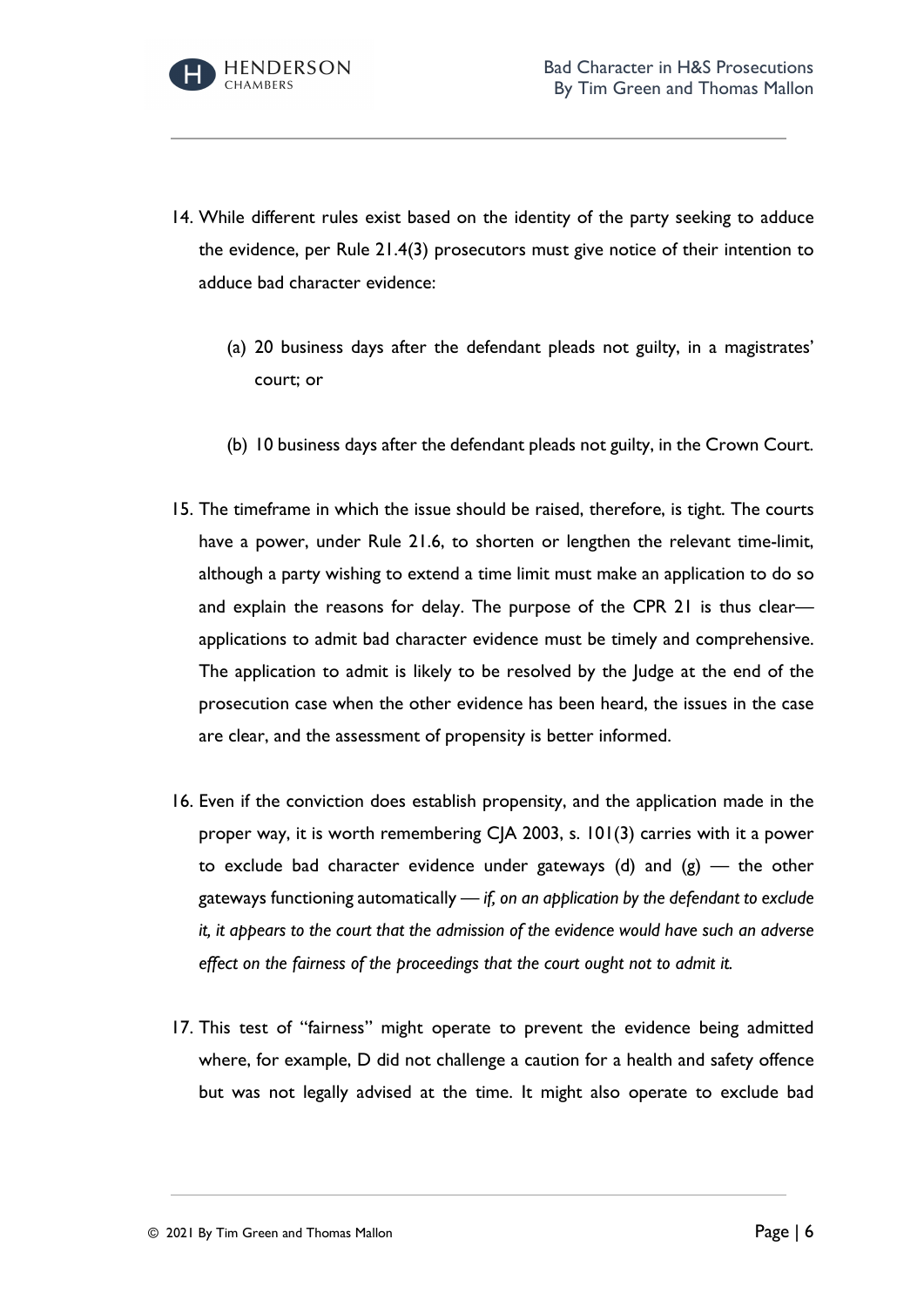14. While different rules exist based on the identity of the party seeking to adduce the evidence, per Rule 21.4(3) prosecutors must give notice of their intention to adduce bad character evidence:

    (a) 20 business days after the defendant pleads not guilty, in a magistrates' court; or

    (b) 10 business days after the defendant pleads not guilty, in the Crown Court.

15. The timeframe in which the issue should be raised, therefore, is tight. The courts have a power, under Rule 21.6, to shorten or lengthen the relevant time-limit, although a party wishing to extend a time limit must make an application to do so and explain the reasons for delay. The purpose of the CPR 21 is thus clear— applications to admit bad character evidence must be timely and comprehensive. The application to admit is likely to be resolved by the Judge at the end of the prosecution case when the other evidence has been heard, the issues in the case are clear, and the assessment of propensity is better informed.

16. Even if the conviction does establish propensity, and the application made in the proper way, it is worth remembering CJA 2003, s. 101(3) carries with it a power to exclude bad character evidence under gateways (d) and (g) — the other gateways functioning automatically — *if, on an application by the defendant to exclude it, it appears to the court that the admission of the evidence would have such an adverse effect on the fairness of the proceedings that the court ought not to admit it.*

17. This test of "fairness" might operate to prevent the evidence being admitted where, for example, D did not challenge a caution for a health and safety offence but was not legally advised at the time. It might also operate to exclude bad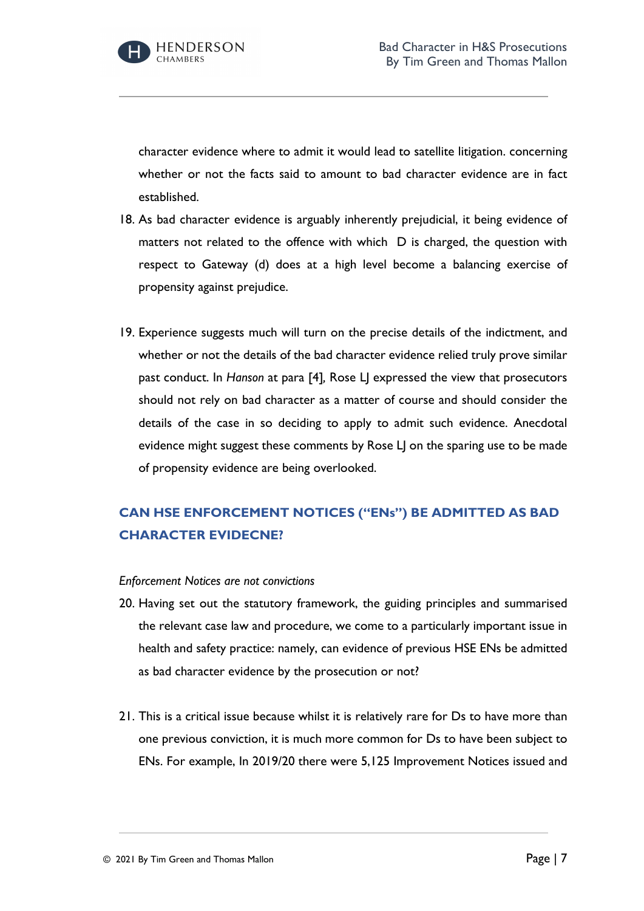character evidence where to admit it would lead to satellite litigation. concerning whether or not the facts said to amount to bad character evidence are in fact established.

18. As bad character evidence is arguably inherently prejudicial, it being evidence of matters not related to the offence with which D is charged, the question with respect to Gateway (d) does at a high level become a balancing exercise of propensity against prejudice.

19. Experience suggests much will turn on the precise details of the indictment, and whether or not the details of the bad character evidence relied truly prove similar past conduct. In *Hanson* at para [4], Rose LJ expressed the view that prosecutors should not rely on bad character as a matter of course and should consider the details of the case in so deciding to apply to admit such evidence. Anecdotal evidence might suggest these comments by Rose LJ on the sparing use to be made of propensity evidence are being overlooked.

## CAN HSE ENFORCEMENT NOTICES ("ENs") BE ADMITTED AS BAD CHARACTER EVIDECNE?

*Enforcement Notices are not convictions*

20. Having set out the statutory framework, the guiding principles and summarised the relevant case law and procedure, we come to a particularly important issue in health and safety practice: namely, can evidence of previous HSE ENs be admitted as bad character evidence by the prosecution or not?

21. This is a critical issue because whilst it is relatively rare for Ds to have more than one previous conviction, it is much more common for Ds to have been subject to ENs. For example, In 2019/20 there were 5,125 Improvement Notices issued and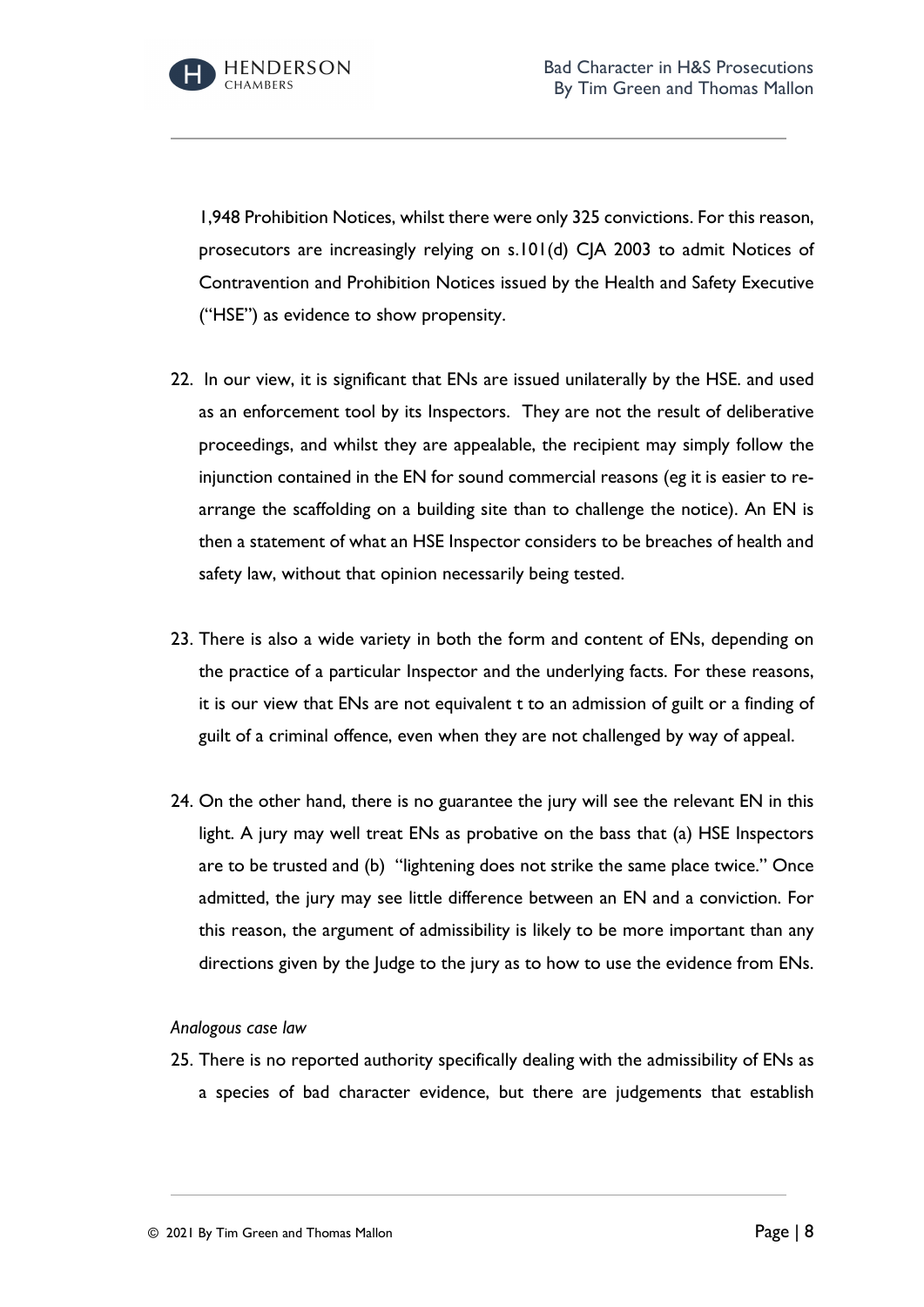1,948 Prohibition Notices, whilst there were only 325 convictions. For this reason, prosecutors are increasingly relying on s.101(d) CJA 2003 to admit Notices of Contravention and Prohibition Notices issued by the Health and Safety Executive ("HSE") as evidence to show propensity.

22. In our view, it is significant that ENs are issued unilaterally by the HSE. and used as an enforcement tool by its Inspectors. They are not the result of deliberative proceedings, and whilst they are appealable, the recipient may simply follow the injunction contained in the EN for sound commercial reasons (eg it is easier to re-arrange the scaffolding on a building site than to challenge the notice). An EN is then a statement of what an HSE Inspector considers to be breaches of health and safety law, without that opinion necessarily being tested.

23. There is also a wide variety in both the form and content of ENs, depending on the practice of a particular Inspector and the underlying facts. For these reasons, it is our view that ENs are not equivalent t to an admission of guilt or a finding of guilt of a criminal offence, even when they are not challenged by way of appeal.

24. On the other hand, there is no guarantee the jury will see the relevant EN in this light. A jury may well treat ENs as probative on the bass that (a) HSE Inspectors are to be trusted and (b) "lightening does not strike the same place twice." Once admitted, the jury may see little difference between an EN and a conviction. For this reason, the argument of admissibility is likely to be more important than any directions given by the Judge to the jury as to how to use the evidence from ENs.

*Analogous case law*

25. There is no reported authority specifically dealing with the admissibility of ENs as a species of bad character evidence, but there are judgements that establish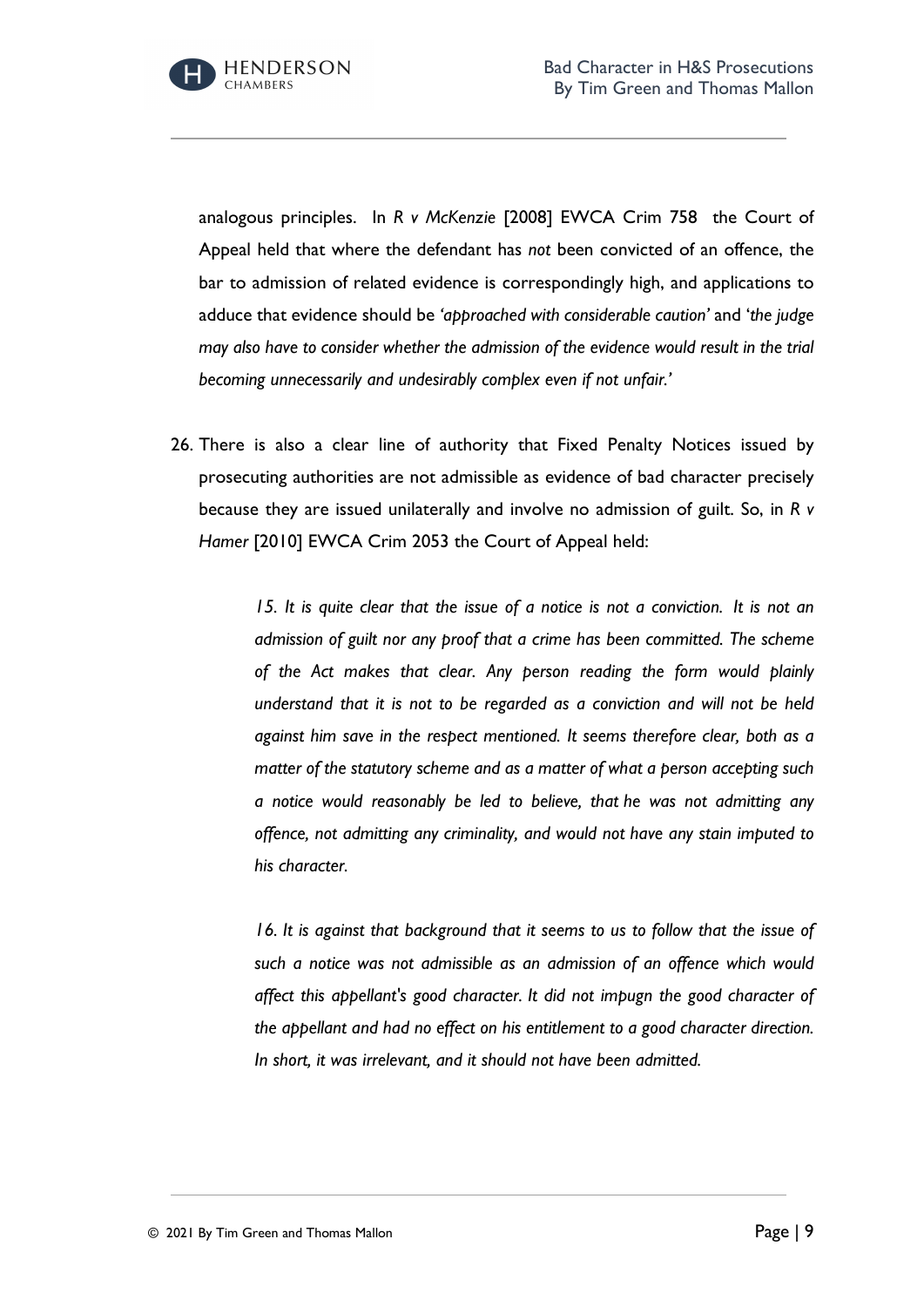analogous principles. In *R v McKenzie* [2008] EWCA Crim 758 the Court of Appeal held that where the defendant has *not* been convicted of an offence, the bar to admission of related evidence is correspondingly high, and applications to adduce that evidence should be *'approached with considerable caution'* and '*the judge may also have to consider whether the admission of the evidence would result in the trial becoming unnecessarily and undesirably complex even if not unfair.'*

26. There is also a clear line of authority that Fixed Penalty Notices issued by prosecuting authorities are not admissible as evidence of bad character precisely because they are issued unilaterally and involve no admission of guilt. So, in *R v Hamer* [2010] EWCA Crim 2053 the Court of Appeal held:

> *15. It is quite clear that the issue of a notice is not a conviction. It is not an admission of guilt nor any proof that a crime has been committed. The scheme of the Act makes that clear. Any person reading the form would plainly understand that it is not to be regarded as a conviction and will not be held against him save in the respect mentioned. It seems therefore clear, both as a matter of the statutory scheme and as a matter of what a person accepting such a notice would reasonably be led to believe, that he was not admitting any offence, not admitting any criminality, and would not have any stain imputed to his character.*
>
> *16. It is against that background that it seems to us to follow that the issue of such a notice was not admissible as an admission of an offence which would affect this appellant's good character. It did not impugn the good character of the appellant and had no effect on his entitlement to a good character direction. In short, it was irrelevant, and it should not have been admitted.*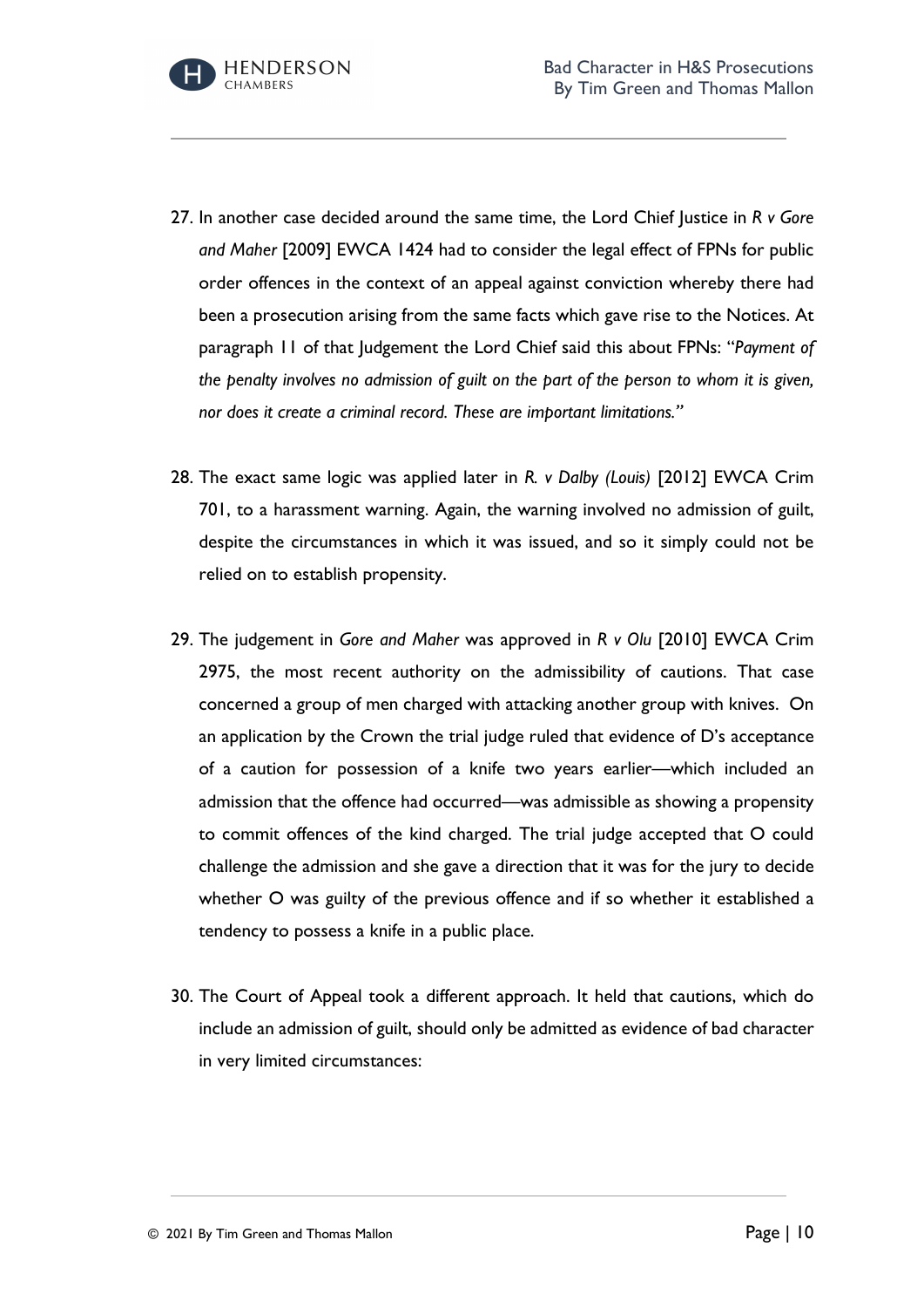27. In another case decided around the same time, the Lord Chief Justice in *R v Gore and Maher* [2009] EWCA 1424 had to consider the legal effect of FPNs for public order offences in the context of an appeal against conviction whereby there had been a prosecution arising from the same facts which gave rise to the Notices. At paragraph 11 of that Judgement the Lord Chief said this about FPNs: "*Payment of the penalty involves no admission of guilt on the part of the person to whom it is given, nor does it create a criminal record. These are important limitations.*"

28. The exact same logic was applied later in *R. v Dalby (Louis)* [2012] EWCA Crim 701, to a harassment warning. Again, the warning involved no admission of guilt, despite the circumstances in which it was issued, and so it simply could not be relied on to establish propensity.

29. The judgement in *Gore and Maher* was approved in *R v Olu* [2010] EWCA Crim 2975, the most recent authority on the admissibility of cautions. That case concerned a group of men charged with attacking another group with knives. On an application by the Crown the trial judge ruled that evidence of D's acceptance of a caution for possession of a knife two years earlier—which included an admission that the offence had occurred—was admissible as showing a propensity to commit offences of the kind charged. The trial judge accepted that O could challenge the admission and she gave a direction that it was for the jury to decide whether O was guilty of the previous offence and if so whether it established a tendency to possess a knife in a public place.

30. The Court of Appeal took a different approach. It held that cautions, which do include an admission of guilt, should only be admitted as evidence of bad character in very limited circumstances: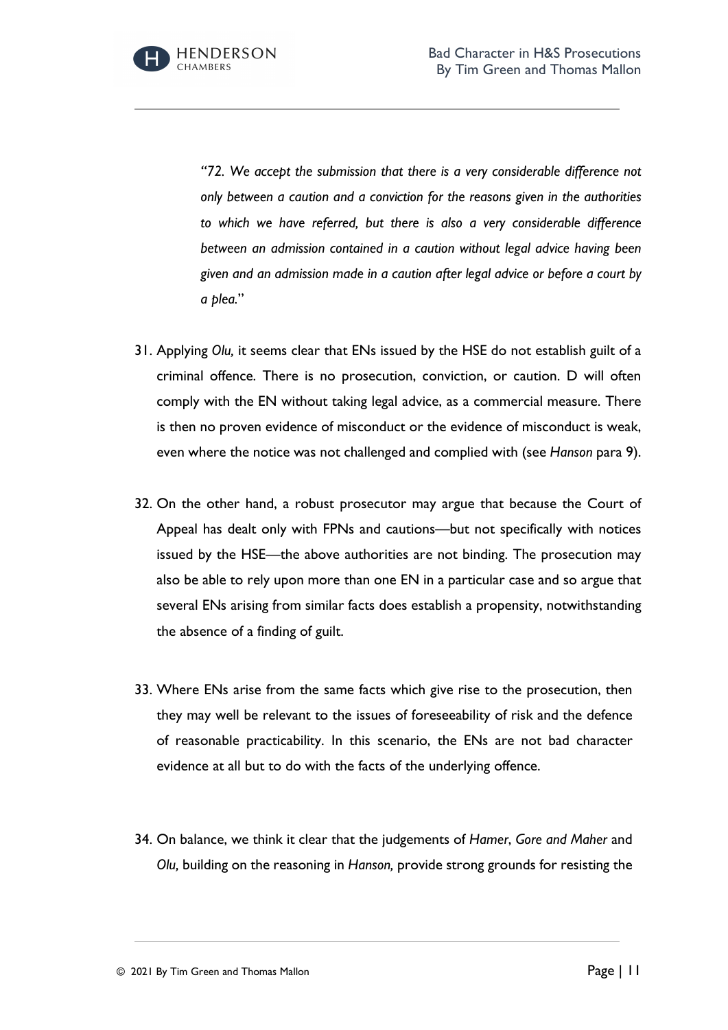> *"72. We accept the submission that there is a very considerable difference not only between a caution and a conviction for the reasons given in the authorities to which we have referred, but there is also a very considerable difference between an admission contained in a caution without legal advice having been given and an admission made in a caution after legal advice or before a court by a plea."*

31. Applying *Olu,* it seems clear that ENs issued by the HSE do not establish guilt of a criminal offence. There is no prosecution, conviction, or caution. D will often comply with the EN without taking legal advice, as a commercial measure. There is then no proven evidence of misconduct or the evidence of misconduct is weak, even where the notice was not challenged and complied with (see *Hanson* para 9).

32. On the other hand, a robust prosecutor may argue that because the Court of Appeal has dealt only with FPNs and cautions—but not specifically with notices issued by the HSE—the above authorities are not binding. The prosecution may also be able to rely upon more than one EN in a particular case and so argue that several ENs arising from similar facts does establish a propensity, notwithstanding the absence of a finding of guilt.

33. Where ENs arise from the same facts which give rise to the prosecution, then they may well be relevant to the issues of foreseeability of risk and the defence of reasonable practicability. In this scenario, the ENs are not bad character evidence at all but to do with the facts of the underlying offence.

34. On balance, we think it clear that the judgements of *Hamer*, *Gore and Maher* and *Olu,* building on the reasoning in *Hanson,* provide strong grounds for resisting the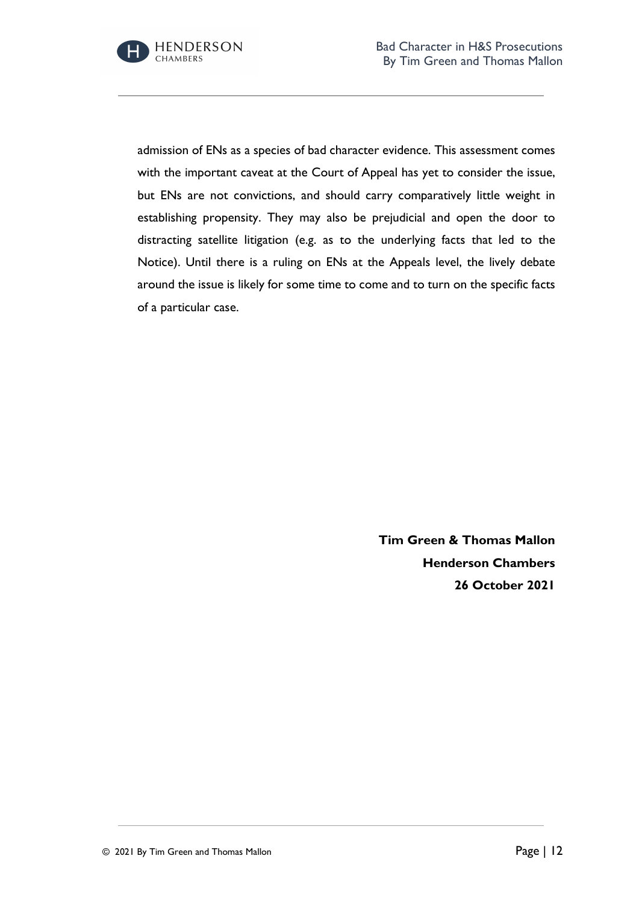admission of ENs as a species of bad character evidence. This assessment comes with the important caveat at the Court of Appeal has yet to consider the issue, but ENs are not convictions, and should carry comparatively little weight in establishing propensity. They may also be prejudicial and open the door to distracting satellite litigation (e.g. as to the underlying facts that led to the Notice). Until there is a ruling on ENs at the Appeals level, the lively debate around the issue is likely for some time to come and to turn on the specific facts of a particular case.

**Tim Green & Thomas Mallon**
**Henderson Chambers**
**26 October 2021**